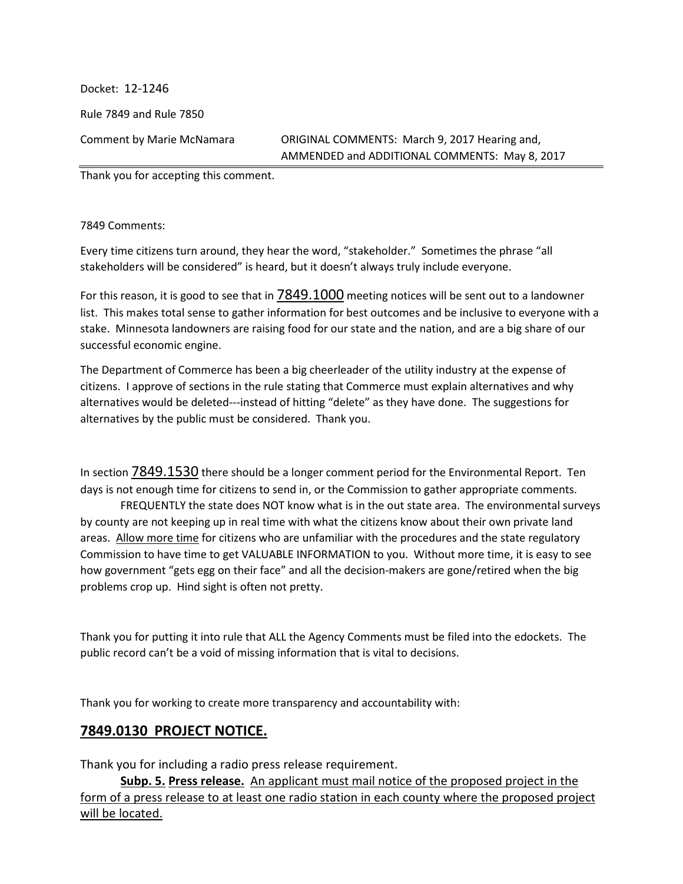Docket: 12-1246

Rule 7849 and Rule 7850

Comment by Marie McNamara — ORIGINAL COMMENTS: March 9, 2017 Hearing and, AMMENDED and ADDITIONAL COMMENTS: May 8, 2017

---

Thank you for accepting this comment.

7849 Comments:

Every time citizens turn around, they hear the word, "stakeholder." Sometimes the phrase "all stakeholders will be considered" is heard, but it doesn't always truly include everyone.

For this reason, it is good to see that in 7849.1000 meeting notices will be sent out to a landowner list. This makes total sense to gather information for best outcomes and be inclusive to everyone with a stake. Minnesota landowners are raising food for our state and the nation, and are a big share of our successful economic engine.

The Department of Commerce has been a big cheerleader of the utility industry at the expense of citizens. I approve of sections in the rule stating that Commerce must explain alternatives and why alternatives would be deleted---instead of hitting "delete" as they have done. The suggestions for alternatives by the public must be considered. Thank you.

In section 7849.1530 there should be a longer comment period for the Environmental Report. Ten days is not enough time for citizens to send in, or the Commission to gather appropriate comments.

FREQUENTLY the state does NOT know what is in the out state area. The environmental surveys by county are not keeping up in real time with what the citizens know about their own private land areas. <u>Allow more time</u> for citizens who are unfamiliar with the procedures and the state regulatory Commission to have time to get VALUABLE INFORMATION to you. Without more time, it is easy to see how government "gets egg on their face" and all the decision-makers are gone/retired when the big problems crop up. Hind sight is often not pretty.

Thank you for putting it into rule that ALL the Agency Comments must be filed into the edockets. The public record can't be a void of missing information that is vital to decisions.

Thank you for working to create more transparency and accountability with:

## <u>7849.0130 PROJECT NOTICE.</u>

Thank you for including a radio press release requirement.

**Subp. 5.** <u>**Press release.** An applicant must mail notice of the proposed project in the form of a press release to at least one radio station in each county where the proposed project will be located.</u>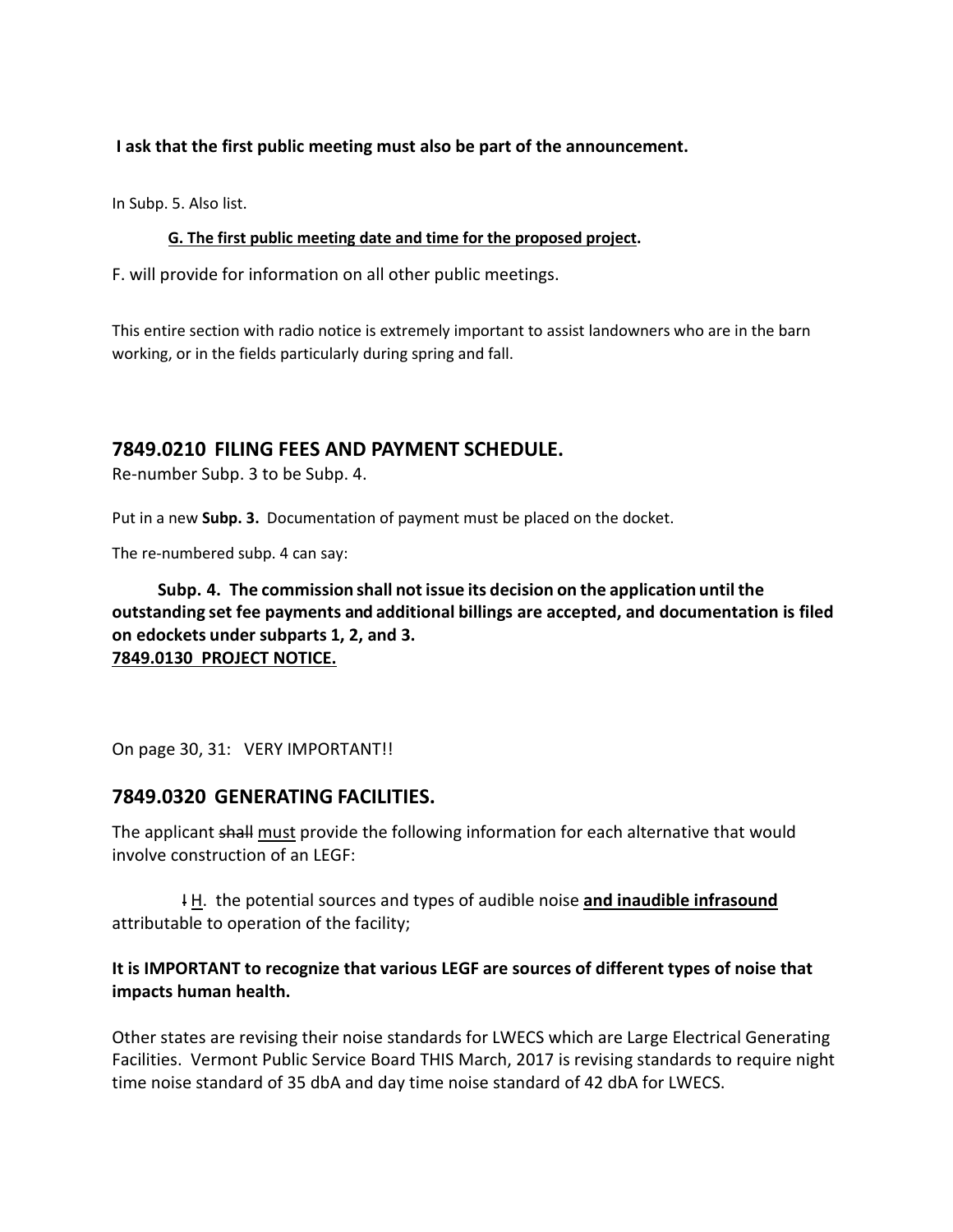**I ask that the first public meeting must also be part of the announcement.**

In Subp. 5. Also list.

> **<u>G. The first public meeting date and time for the proposed project</u>.**

F. will provide for information on all other public meetings.

This entire section with radio notice is extremely important to assist landowners who are in the barn working, or in the fields particularly during spring and fall.

## 7849.0210 FILING FEES AND PAYMENT SCHEDULE.

Re-number Subp. 3 to be Subp. 4.

Put in a new **Subp. 3.** Documentation of payment must be placed on the docket.

The re-numbered subp. 4 can say:

> **Subp. 4. The commission shall not issue its decision on the application until the outstanding set fee payments and additional billings are accepted, and documentation is filed on edockets under subparts 1, 2, and 3.**

**<u>7849.0130 PROJECT NOTICE.</u>**

On page 30, 31: VERY IMPORTANT!!

## 7849.0320 GENERATING FACILITIES.

The applicant ~~shall~~ <u>must</u> provide the following information for each alternative that would involve construction of an LEGF:

> ~~I~~ <u>H</u>. the potential sources and types of audible noise **<u>and inaudible infrasound</u>** attributable to operation of the facility;

**It is IMPORTANT to recognize that various LEGF are sources of different types of noise that impacts human health.**

Other states are revising their noise standards for LWECS which are Large Electrical Generating Facilities. Vermont Public Service Board THIS March, 2017 is revising standards to require night time noise standard of 35 dbA and day time noise standard of 42 dbA for LWECS.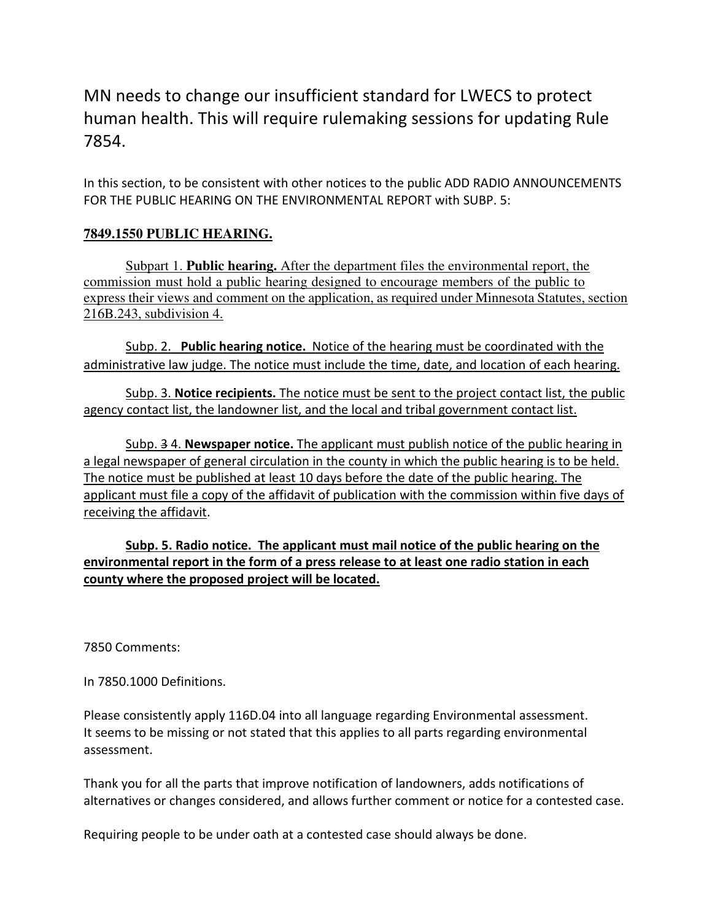MN needs to change our insufficient standard for LWECS to protect human health. This will require rulemaking sessions for updating Rule 7854.

In this section, to be consistent with other notices to the public ADD RADIO ANNOUNCEMENTS FOR THE PUBLIC HEARING ON THE ENVIRONMENTAL REPORT with SUBP. 5:

**7849.1550 PUBLIC HEARING.**

Subpart 1. **Public hearing.** After the department files the environmental report, the commission must hold a public hearing designed to encourage members of the public to express their views and comment on the application, as required under Minnesota Statutes, section 216B.243, subdivision 4.

Subp. 2. **Public hearing notice.** Notice of the hearing must be coordinated with the administrative law judge. The notice must include the time, date, and location of each hearing.

Subp. 3. **Notice recipients.** The notice must be sent to the project contact list, the public agency contact list, the landowner list, and the local and tribal government contact list.

Subp. ~~3~~ 4. **Newspaper notice.** The applicant must publish notice of the public hearing in a legal newspaper of general circulation in the county in which the public hearing is to be held. The notice must be published at least 10 days before the date of the public hearing. The applicant must file a copy of the affidavit of publication with the commission within five days of receiving the affidavit.

**Subp. 5. Radio notice. The applicant must mail notice of the public hearing on the environmental report in the form of a press release to at least one radio station in each county where the proposed project will be located.**

7850 Comments:

In 7850.1000 Definitions.

Please consistently apply 116D.04 into all language regarding Environmental assessment. It seems to be missing or not stated that this applies to all parts regarding environmental assessment.

Thank you for all the parts that improve notification of landowners, adds notifications of alternatives or changes considered, and allows further comment or notice for a contested case.

Requiring people to be under oath at a contested case should always be done.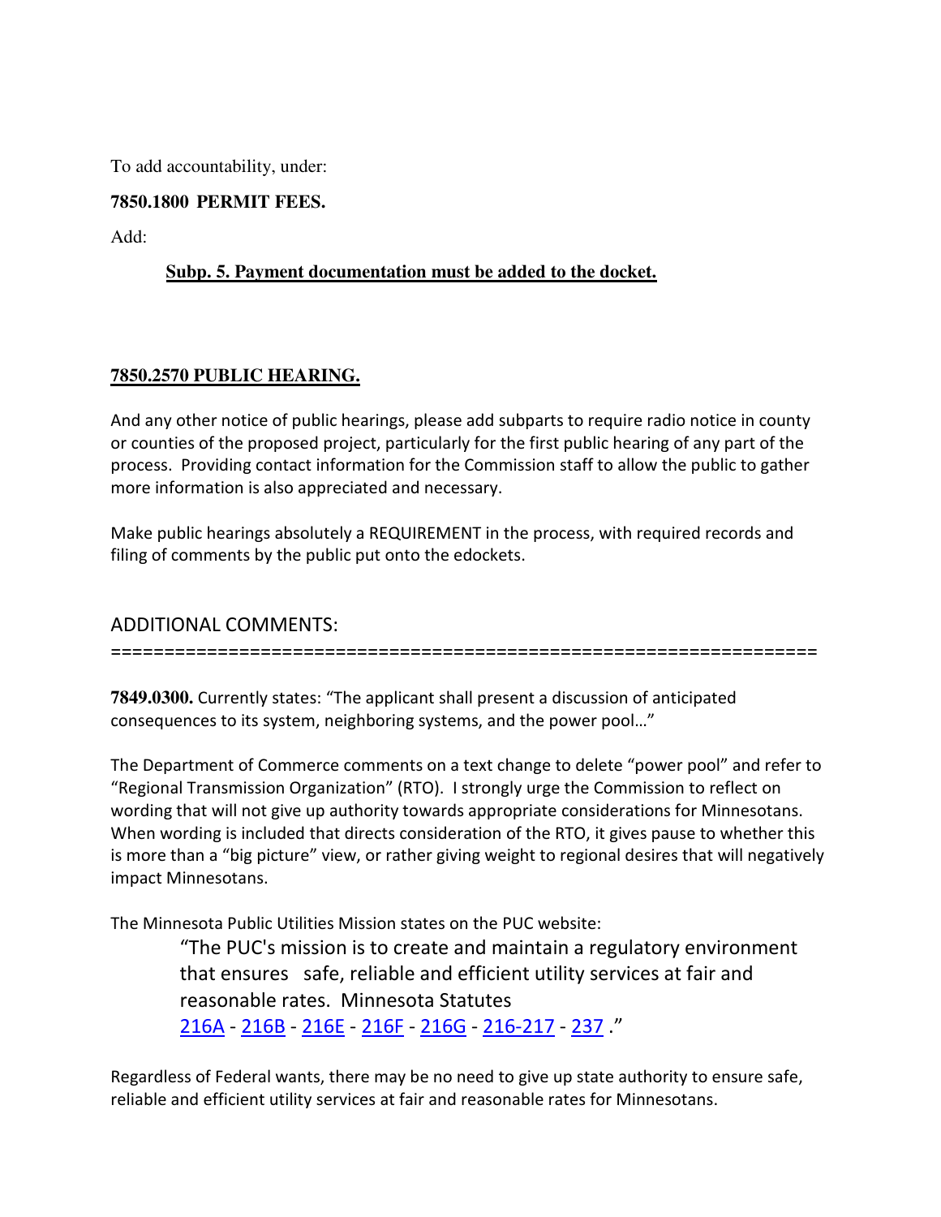To add accountability, under:

**7850.1800 PERMIT FEES.**

Add:

> <u>**Subp. 5. Payment documentation must be added to the docket.**</u>

<u>**7850.2570 PUBLIC HEARING.**</u>

And any other notice of public hearings, please add subparts to require radio notice in county or counties of the proposed project, particularly for the first public hearing of any part of the process. Providing contact information for the Commission staff to allow the public to gather more information is also appreciated and necessary.

Make public hearings absolutely a REQUIREMENT in the process, with required records and filing of comments by the public put onto the edockets.

## ADDITIONAL COMMENTS:

==================================================================

**7849.0300.** Currently states: "The applicant shall present a discussion of anticipated consequences to its system, neighboring systems, and the power pool…"

The Department of Commerce comments on a text change to delete "power pool" and refer to "Regional Transmission Organization" (RTO). I strongly urge the Commission to reflect on wording that will not give up authority towards appropriate considerations for Minnesotans. When wording is included that directs consideration of the RTO, it gives pause to whether this is more than a "big picture" view, or rather giving weight to regional desires that will negatively impact Minnesotans.

The Minnesota Public Utilities Mission states on the PUC website:

> "The PUC's mission is to create and maintain a regulatory environment that ensures safe, reliable and efficient utility services at fair and reasonable rates. Minnesota Statutes 216A - 216B - 216E - 216F - 216G - 216-217 - 237 ."

Regardless of Federal wants, there may be no need to give up state authority to ensure safe, reliable and efficient utility services at fair and reasonable rates for Minnesotans.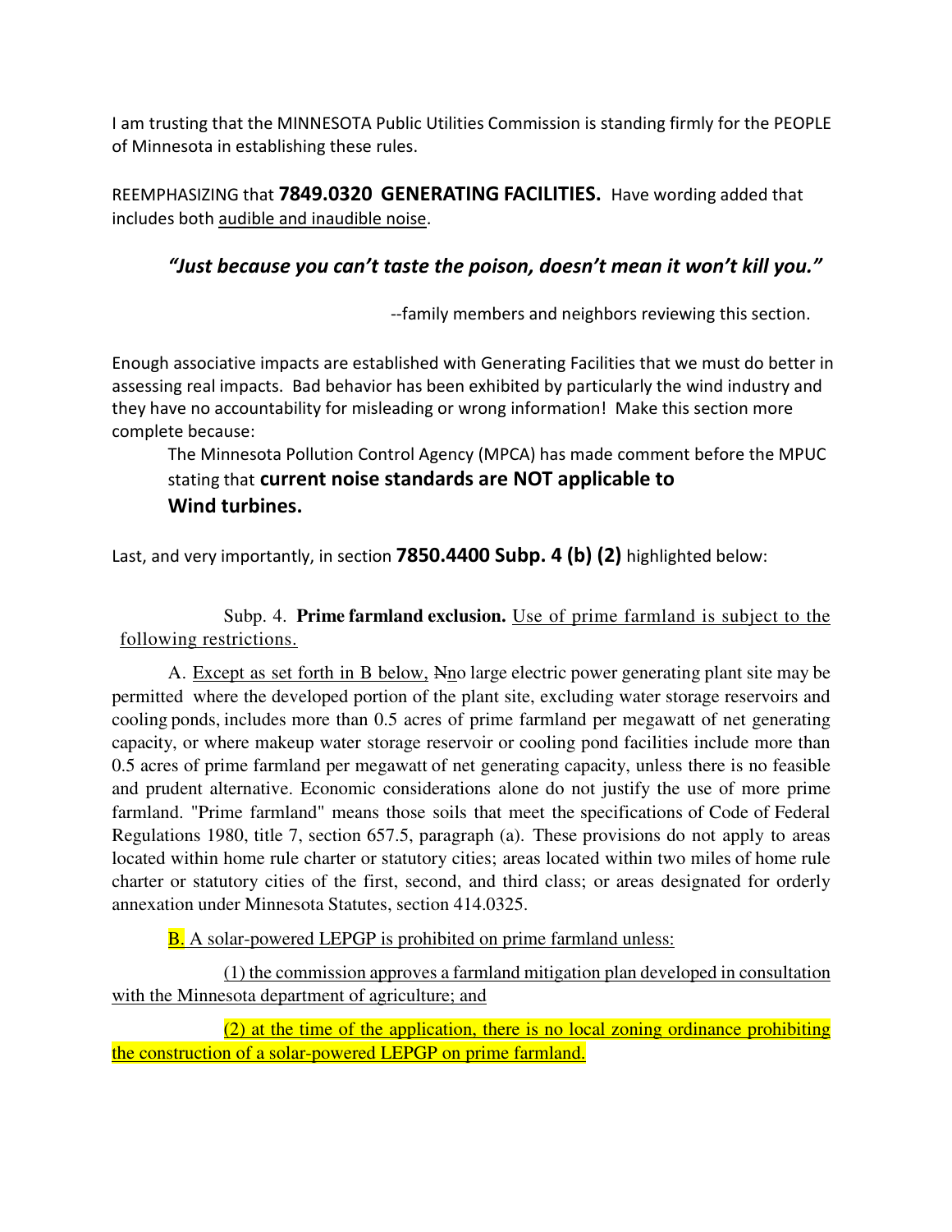I am trusting that the MINNESOTA Public Utilities Commission is standing firmly for the PEOPLE of Minnesota in establishing these rules.

REEMPHASIZING that **7849.0320 GENERATING FACILITIES.** Have wording added that includes both <u>audible and inaudible noise</u>.

### *"Just because you can't taste the poison, doesn't mean it won't kill you."*

--family members and neighbors reviewing this section.

Enough associative impacts are established with Generating Facilities that we must do better in assessing real impacts. Bad behavior has been exhibited by particularly the wind industry and they have no accountability for misleading or wrong information! Make this section more complete because:

> The Minnesota Pollution Control Agency (MPCA) has made comment before the MPUC stating that **current noise standards are NOT applicable to Wind turbines.**

Last, and very importantly, in section **7850.4400 Subp. 4 (b) (2)** highlighted below:

Subp. 4. **Prime farmland exclusion.** <u>Use of prime farmland is subject to the following restrictions.</u>

A. <u>Except as set forth in B below,</u> ~~N~~<u>n</u>o large electric power generating plant site may be permitted where the developed portion of the plant site, excluding water storage reservoirs and cooling ponds, includes more than 0.5 acres of prime farmland per megawatt of net generating capacity, or where makeup water storage reservoir or cooling pond facilities include more than 0.5 acres of prime farmland per megawatt of net generating capacity, unless there is no feasible and prudent alternative. Economic considerations alone do not justify the use of more prime farmland. "Prime farmland" means those soils that meet the specifications of Code of Federal Regulations 1980, title 7, section 657.5, paragraph (a). These provisions do not apply to areas located within home rule charter or statutory cities; areas located within two miles of home rule charter or statutory cities of the first, second, and third class; or areas designated for orderly annexation under Minnesota Statutes, section 414.0325.

<u>B. A solar-powered LEPGP is prohibited on prime farmland unless:</u>

<u>(1) the commission approves a farmland mitigation plan developed in consultation with the Minnesota department of agriculture; and</u>

<u>(2) at the time of the application, there is no local zoning ordinance prohibiting the construction of a solar-powered LEPGP on prime farmland.</u>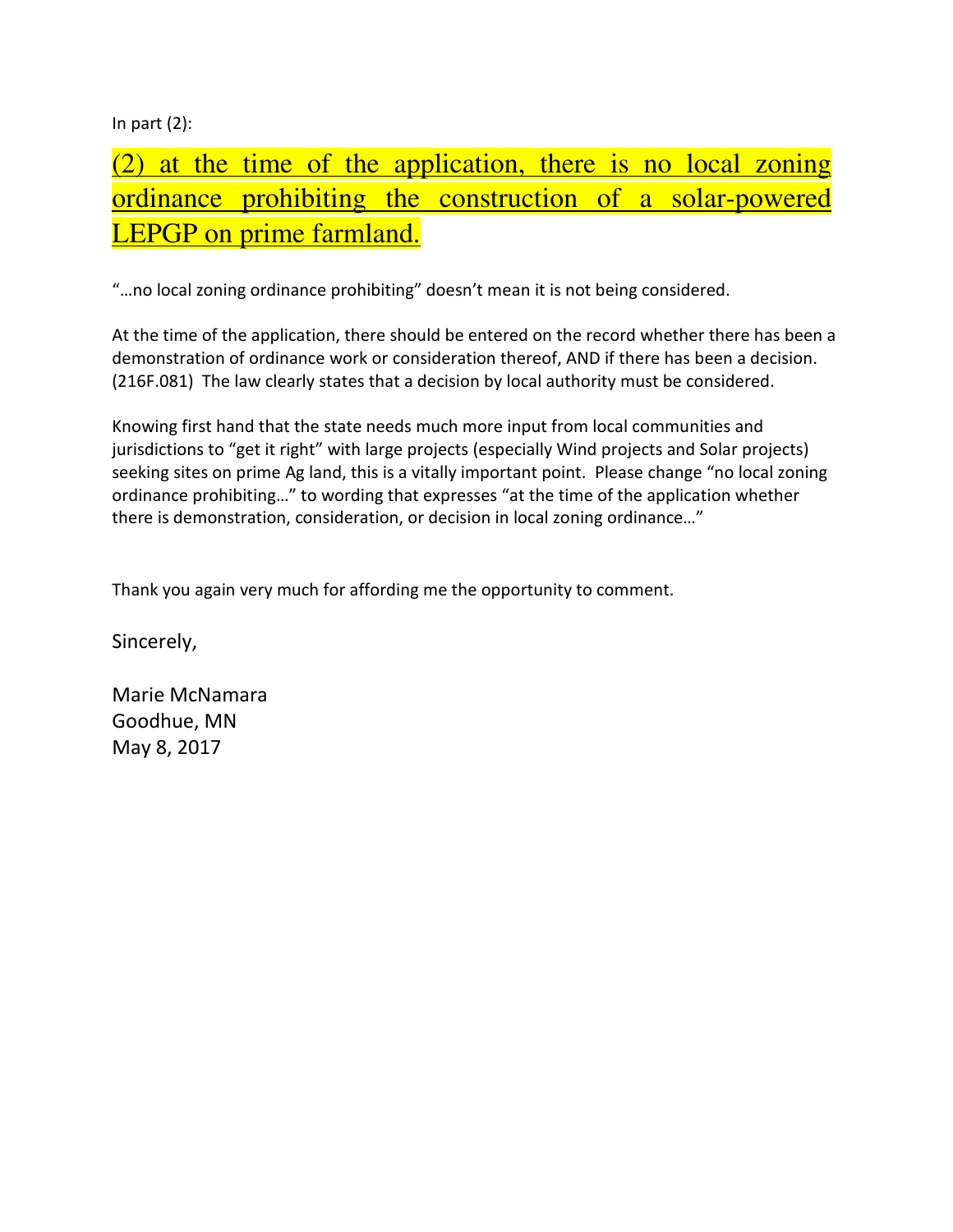In part (2):

(2) at the time of the application, there is no local zoning ordinance prohibiting the construction of a solar-powered LEPGP on prime farmland.

"…no local zoning ordinance prohibiting" doesn't mean it is not being considered.

At the time of the application, there should be entered on the record whether there has been a demonstration of ordinance work or consideration thereof, AND if there has been a decision. (216F.081) The law clearly states that a decision by local authority must be considered.

Knowing first hand that the state needs much more input from local communities and jurisdictions to "get it right" with large projects (especially Wind projects and Solar projects) seeking sites on prime Ag land, this is a vitally important point. Please change "no local zoning ordinance prohibiting…" to wording that expresses "at the time of the application whether there is demonstration, consideration, or decision in local zoning ordinance…"

Thank you again very much for affording me the opportunity to comment.

Sincerely,

Marie McNamara
Goodhue, MN
May 8, 2017